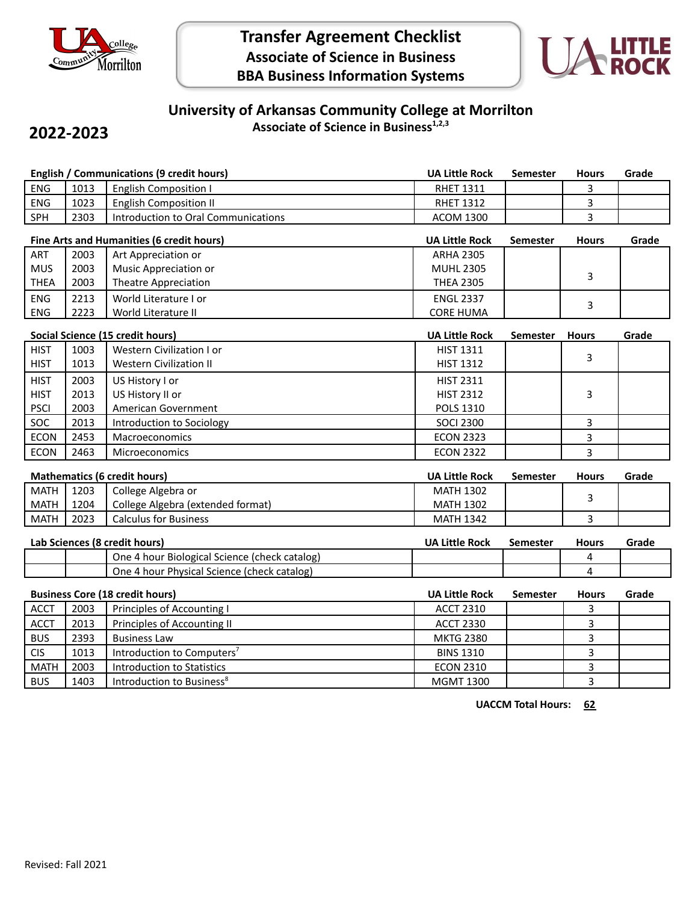# Transfer Agreement Checklist
## Associate of Science in Business
## BBA Business Information Systems

## University of Arkansas Community College at Morrilton
### Associate of Science in Business[1,2,3]

**2022-2023**

**English / Communications (9 credit hours)**

| | | | UA Little Rock | Semester | Hours | Grade |
|---|---|---|---|---|---|---|
| ENG | 1013 | English Composition I | RHET 1311 | | 3 | |
| ENG | 1023 | English Composition II | RHET 1312 | | 3 | |
| SPH | 2303 | Introduction to Oral Communications | ACOM 1300 | | 3 | |

**Fine Arts and Humanities (6 credit hours)**

| | | | UA Little Rock | Semester | Hours | Grade |
|---|---|---|---|---|---|---|
| ART | 2003 | Art Appreciation or | ARHA 2305 | | 3 | |
| MUS | 2003 | Music Appreciation or | MUHL 2305 | | | |
| THEA | 2003 | Theatre Appreciation | THEA 2305 | | | |
| ENG | 2213 | World Literature I or | ENGL 2337 | | 3 | |
| ENG | 2223 | World Literature II | CORE HUMA | | | |

**Social Science (15 credit hours)**

| | | | UA Little Rock | Semester | Hours | Grade |
|---|---|---|---|---|---|---|
| HIST | 1003 | Western Civilization I or | HIST 1311 | | 3 | |
| HIST | 1013 | Western Civilization II | HIST 1312 | | | |
| HIST | 2003 | US History I or | HIST 2311 | | 3 | |
| HIST | 2013 | US History II or | HIST 2312 | | | |
| PSCI | 2003 | American Government | POLS 1310 | | | |
| SOC | 2013 | Introduction to Sociology | SOCI 2300 | | 3 | |
| ECON | 2453 | Macroeconomics | ECON 2323 | | 3 | |
| ECON | 2463 | Microeconomics | ECON 2322 | | 3 | |

**Mathematics (6 credit hours)**

| | | | UA Little Rock | Semester | Hours | Grade |
|---|---|---|---|---|---|---|
| MATH | 1203 | College Algebra or | MATH 1302 | | 3 | |
| MATH | 1204 | College Algebra (extended format) | MATH 1302 | | | |
| MATH | 2023 | Calculus for Business | MATH 1342 | | 3 | |

**Lab Sciences (8 credit hours)**

| | | | UA Little Rock | Semester | Hours | Grade |
|---|---|---|---|---|---|---|
| | | One 4 hour Biological Science (check catalog) | | | 4 | |
| | | One 4 hour Physical Science (check catalog) | | | 4 | |

**Business Core (18 credit hours)**

| | | | UA Little Rock | Semester | Hours | Grade |
|---|---|---|---|---|---|---|
| ACCT | 2003 | Principles of Accounting I | ACCT 2310 | | 3 | |
| ACCT | 2013 | Principles of Accounting II | ACCT 2330 | | 3 | |
| BUS | 2393 | Business Law | MKTG 2380 | | 3 | |
| CIS | 1013 | Introduction to Computers[7] | BINS 1310 | | 3 | |
| MATH | 2003 | Introduction to Statistics | ECON 2310 | | 3 | |
| BUS | 1403 | Introduction to Business[8] | MGMT 1300 | | 3 | |

**UACCM Total Hours: 62**

Revised: Fall 2021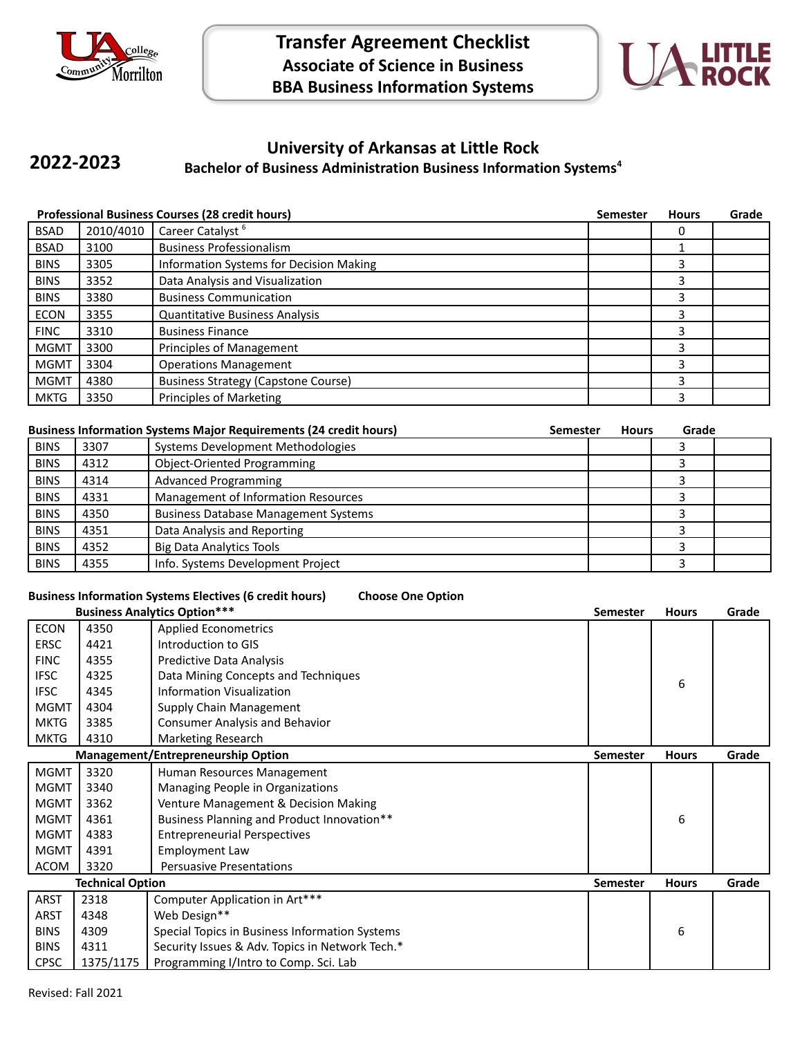# Transfer Agreement Checklist
## Associate of Science in Business
## BBA Business Information Systems

**2022-2023**

## University of Arkansas at Little Rock
### Bachelor of Business Administration Business Information Systems[4]

**Professional Business Courses (28 credit hours)**

| | | | Semester | Hours | Grade |
|---|---|---|---|---|---|
| BSAD | 2010/4010 | Career Catalyst [6] | | 0 | |
| BSAD | 3100 | Business Professionalism | | 1 | |
| BINS | 3305 | Information Systems for Decision Making | | 3 | |
| BINS | 3352 | Data Analysis and Visualization | | 3 | |
| BINS | 3380 | Business Communication | | 3 | |
| ECON | 3355 | Quantitative Business Analysis | | 3 | |
| FINC | 3310 | Business Finance | | 3 | |
| MGMT | 3300 | Principles of Management | | 3 | |
| MGMT | 3304 | Operations Management | | 3 | |
| MGMT | 4380 | Business Strategy (Capstone Course) | | 3 | |
| MKTG | 3350 | Principles of Marketing | | 3 | |

**Business Information Systems Major Requirements (24 credit hours)**

| | | | Semester | Hours | Grade |
|---|---|---|---|---|---|
| BINS | 3307 | Systems Development Methodologies | | 3 | |
| BINS | 4312 | Object-Oriented Programming | | 3 | |
| BINS | 4314 | Advanced Programming | | 3 | |
| BINS | 4331 | Management of Information Resources | | 3 | |
| BINS | 4350 | Business Database Management Systems | | 3 | |
| BINS | 4351 | Data Analysis and Reporting | | 3 | |
| BINS | 4352 | Big Data Analytics Tools | | 3 | |
| BINS | 4355 | Info. Systems Development Project | | 3 | |

**Business Information Systems Electives (6 credit hours)** **Choose One Option**

| Business Analytics Option*** | | | Semester | Hours | Grade |
|---|---|---|---|---|---|
| ECON | 4350 | Applied Econometrics | | 6 | |
| ERSC | 4421 | Introduction to GIS | | | |
| FINC | 4355 | Predictive Data Analysis | | | |
| IFSC | 4325 | Data Mining Concepts and Techniques | | | |
| IFSC | 4345 | Information Visualization | | | |
| MGMT | 4304 | Supply Chain Management | | | |
| MKTG | 3385 | Consumer Analysis and Behavior | | | |
| MKTG | 4310 | Marketing Research | | | |

| Management/Entrepreneurship Option | | | Semester | Hours | Grade |
|---|---|---|---|---|---|
| MGMT | 3320 | Human Resources Management | | 6 | |
| MGMT | 3340 | Managing People in Organizations | | | |
| MGMT | 3362 | Venture Management & Decision Making | | | |
| MGMT | 4361 | Business Planning and Product Innovation** | | | |
| MGMT | 4383 | Entrepreneurial Perspectives | | | |
| MGMT | 4391 | Employment Law | | | |
| ACOM | 3320 | Persuasive Presentations | | | |

| Technical Option | | | Semester | Hours | Grade |
|---|---|---|---|---|---|
| ARST | 2318 | Computer Application in Art*** | | 6 | |
| ARST | 4348 | Web Design** | | | |
| BINS | 4309 | Special Topics in Business Information Systems | | | |
| BINS | 4311 | Security Issues & Adv. Topics in Network Tech.* | | | |
| CPSC | 1375/1175 | Programming I/Intro to Comp. Sci. Lab | | | |

Revised: Fall 2021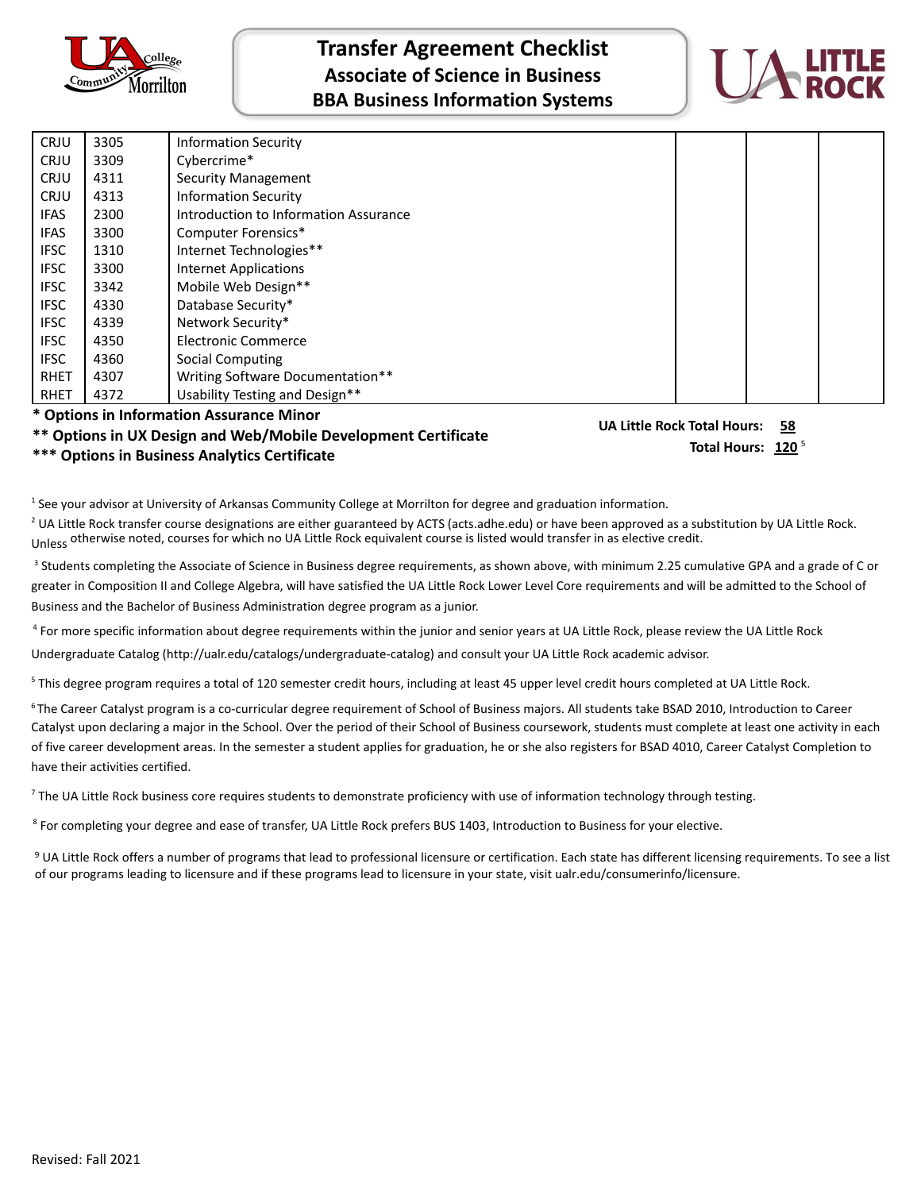# Transfer Agreement Checklist
## Associate of Science in Business
## BBA Business Information Systems

| | | | | | |
|---|---|---|---|---|---|
| CRJU | 3305 | Information Security | | | |
| CRJU | 3309 | Cybercrime* | | | |
| CRJU | 4311 | Security Management | | | |
| CRJU | 4313 | Information Security | | | |
| IFAS | 2300 | Introduction to Information Assurance | | | |
| IFAS | 3300 | Computer Forensics* | | | |
| IFSC | 1310 | Internet Technologies** | | | |
| IFSC | 3300 | Internet Applications | | | |
| IFSC | 3342 | Mobile Web Design** | | | |
| IFSC | 4330 | Database Security* | | | |
| IFSC | 4339 | Network Security* | | | |
| IFSC | 4350 | Electronic Commerce | | | |
| IFSC | 4360 | Social Computing | | | |
| RHET | 4307 | Writing Software Documentation** | | | |
| RHET | 4372 | Usability Testing and Design** | | | |

**\* Options in Information Assurance Minor**
**\*\* Options in UX Design and Web/Mobile Development Certificate**
**\*\*\* Options in Business Analytics Certificate**

**UA Little Rock Total Hours: 58**
**Total Hours: 120** [5]

[1] See your advisor at University of Arkansas Community College at Morrilton for degree and graduation information.

[2] UA Little Rock transfer course designations are either guaranteed by ACTS (acts.adhe.edu) or have been approved as a substitution by UA Little Rock. Unless otherwise noted, courses for which no UA Little Rock equivalent course is listed would transfer in as elective credit.

[3] Students completing the Associate of Science in Business degree requirements, as shown above, with minimum 2.25 cumulative GPA and a grade of C or greater in Composition II and College Algebra, will have satisfied the UA Little Rock Lower Level Core requirements and will be admitted to the School of Business and the Bachelor of Business Administration degree program as a junior.

[4] For more specific information about degree requirements within the junior and senior years at UA Little Rock, please review the UA Little Rock Undergraduate Catalog (http://ualr.edu/catalogs/undergraduate-catalog) and consult your UA Little Rock academic advisor.

[5] This degree program requires a total of 120 semester credit hours, including at least 45 upper level credit hours completed at UA Little Rock.

[6] The Career Catalyst program is a co-curricular degree requirement of School of Business majors. All students take BSAD 2010, Introduction to Career Catalyst upon declaring a major in the School. Over the period of their School of Business coursework, students must complete at least one activity in each of five career development areas. In the semester a student applies for graduation, he or she also registers for BSAD 4010, Career Catalyst Completion to have their activities certified.

[7] The UA Little Rock business core requires students to demonstrate proficiency with use of information technology through testing.

[8] For completing your degree and ease of transfer, UA Little Rock prefers BUS 1403, Introduction to Business for your elective.

[9] UA Little Rock offers a number of programs that lead to professional licensure or certification. Each state has different licensing requirements. To see a list of our programs leading to licensure and if these programs lead to licensure in your state, visit ualr.edu/consumerinfo/licensure.

Revised: Fall 2021